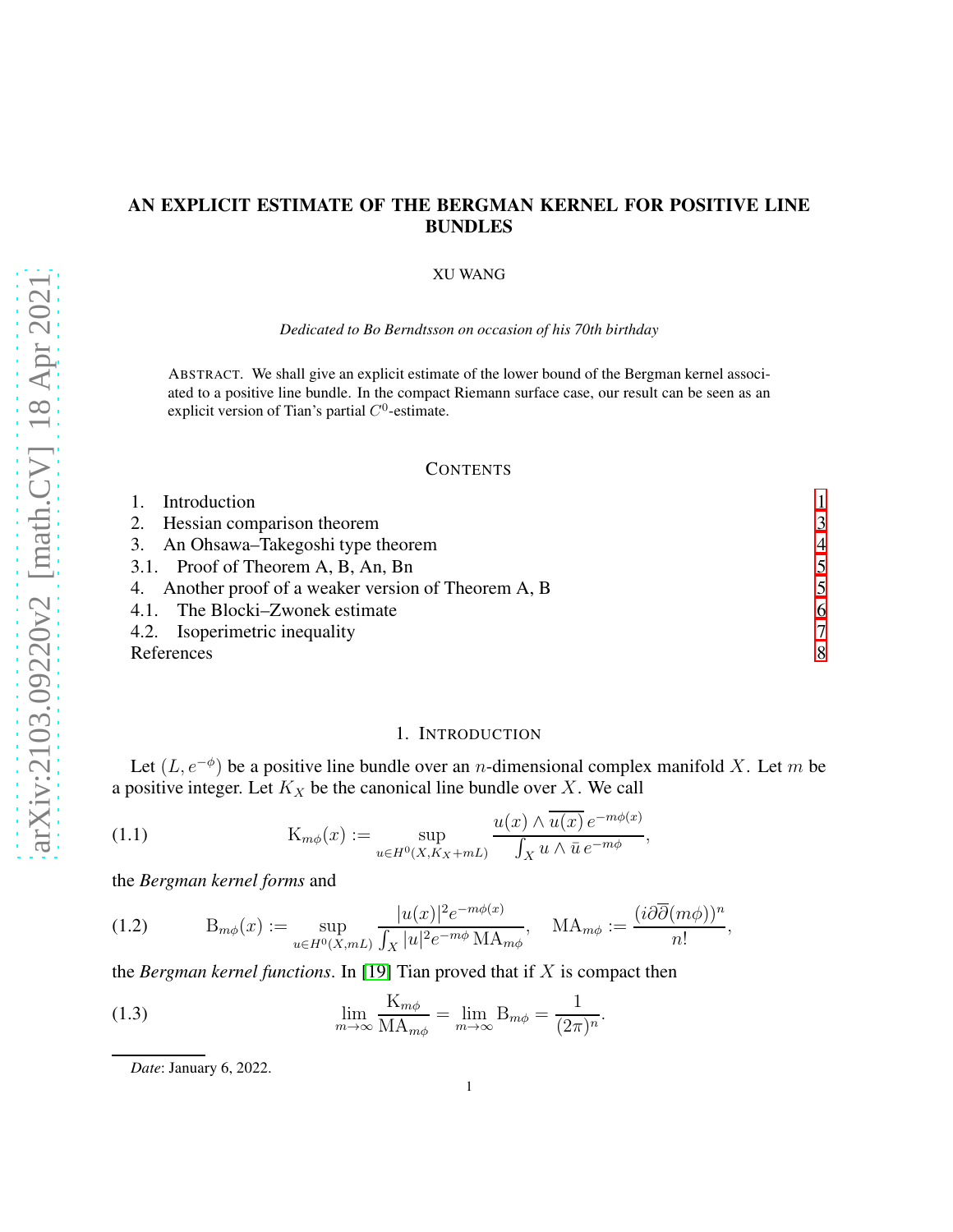# AN EXPLICIT ESTIMATE OF THE BERGMAN KERNEL FOR POSITIVE LINE BUNDLES

XU WANG

*Dedicated to Bo Berndtsson on occasion of his 70th birthday*

ABSTRACT. We shall give an explicit estimate of the lower bound of the Bergman kernel associated to a positive line bundle. In the compact Riemann surface case, our result can be seen as an explicit version of Tian's partial $C^0$-estimate.

## CONTENTS

1. Introduction 1
2. Hessian comparison theorem 3
3. An Ohsawa–Takegoshi type theorem 4
   3.1. Proof of Theorem A, B, An, Bn 5
4. Another proof of a weaker version of Theorem A, B 5
   4.1. The Blocki–Zwonek estimate 6
   4.2. Isoperimetric inequality 7

References 8

## 1. INTRODUCTION

Let $(L, e^{-\phi})$ be a positive line bundle over an $n$-dimensional complex manifold $X$. Let $m$ be a positive integer. Let $K_X$ be the canonical line bundle over $X$. We call

$$\mathrm{K}_{m\phi}(x) := \sup_{u \in H^0(X, K_X + mL)} \frac{u(x) \wedge \overline{u(x)}\, e^{-m\phi(x)}}{\int_X u \wedge \bar{u}\, e^{-m\phi}}, \tag{1.1}$$

the *Bergman kernel forms* and

$$\mathrm{B}_{m\phi}(x) := \sup_{u \in H^0(X, mL)} \frac{|u(x)|^2 e^{-m\phi(x)}}{\int_X |u|^2 e^{-m\phi}\, \mathrm{MA}_{m\phi}}, \quad \mathrm{MA}_{m\phi} := \frac{(i\partial\overline{\partial}(m\phi))^n}{n!}, \tag{1.2}$$

the *Bergman kernel functions*. In [19] Tian proved that if $X$ is compact then

$$\lim_{m \to \infty} \frac{\mathrm{K}_{m\phi}}{\mathrm{MA}_{m\phi}} = \lim_{m \to \infty} \mathrm{B}_{m\phi} = \frac{1}{(2\pi)^n}. \tag{1.3}$$

*Date*: January 6, 2022.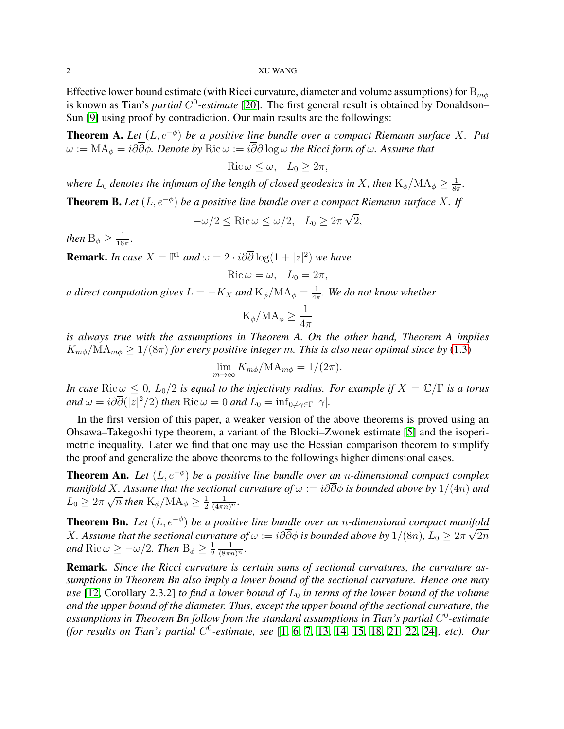Effective lower bound estimate (with Ricci curvature, diameter and volume assumptions) for $\mathrm{B}_{m\phi}$ is known as Tian's *partial $C^0$-estimate* [20]. The first general result is obtained by Donaldson–Sun [9] using proof by contradiction. Our main results are the followings:

**Theorem A.** *Let $(L, e^{-\phi})$ be a positive line bundle over a compact Riemann surface $X$. Put $\omega := \mathrm{MA}_\phi = i\partial\overline{\partial}\phi$. Denote by $\mathrm{Ric}\,\omega := i\overline{\partial}\partial \log \omega$ the Ricci form of $\omega$. Assume that*

$$\mathrm{Ric}\,\omega \leq \omega, \quad L_0 \geq 2\pi,$$

*where $L_0$ denotes the infimum of the length of closed geodesics in $X$, then $\mathrm{K}_\phi/\mathrm{MA}_\phi \geq \frac{1}{8\pi}$.*

**Theorem B.** *Let $(L, e^{-\phi})$ be a positive line bundle over a compact Riemann surface $X$. If*

$$-\omega/2 \leq \mathrm{Ric}\,\omega \leq \omega/2, \quad L_0 \geq 2\pi\sqrt{2},$$

*then $\mathrm{B}_\phi \geq \frac{1}{16\pi}$.*

**Remark.** *In case $X = \mathbb{P}^1$ and $\omega = 2 \cdot i\partial\overline{\partial} \log(1 + |z|^2)$ we have*

$$\mathrm{Ric}\,\omega = \omega, \quad L_0 = 2\pi,$$

*a direct computation gives $L = -K_X$ and $\mathrm{K}_\phi/\mathrm{MA}_\phi = \frac{1}{4\pi}$. We do not know whether*

$$\mathrm{K}_\phi/\mathrm{MA}_\phi \geq \frac{1}{4\pi}$$

*is always true with the assumptions in Theorem A. On the other hand, Theorem A implies $K_{m\phi}/\mathrm{MA}_{m\phi} \geq 1/(8\pi)$ for every positive integer $m$. This is also near optimal since by (1.3)*

$$\lim_{m\to\infty} K_{m\phi}/\mathrm{MA}_{m\phi} = 1/(2\pi).$$

*In case $\mathrm{Ric}\,\omega \leq 0$, $L_0/2$ is equal to the injectivity radius. For example if $X = \mathbb{C}/\Gamma$ is a torus and $\omega = i\partial\overline{\partial}(|z|^2/2)$ then $\mathrm{Ric}\,\omega = 0$ and $L_0 = \inf_{0\neq\gamma\in\Gamma} |\gamma|$.*

In the first version of this paper, a weaker version of the above theorems is proved using an Ohsawa–Takegoshi type theorem, a variant of the Blocki–Zwonek estimate [5] and the isoperimetric inequality. Later we find that one may use the Hessian comparison theorem to simplify the proof and generalize the above theorems to the followings higher dimensional cases.

**Theorem An.** *Let $(L, e^{-\phi})$ be a positive line bundle over an $n$-dimensional compact complex manifold $X$. Assume that the sectional curvature of $\omega := i\partial\overline{\partial}\phi$ is bounded above by $1/(4n)$ and $L_0 \geq 2\pi\sqrt{n}$ then $\mathrm{K}_\phi/\mathrm{MA}_\phi \geq \frac{1}{2}\frac{1}{(4\pi n)^n}$.*

**Theorem Bn.** *Let $(L, e^{-\phi})$ be a positive line bundle over an $n$-dimensional compact manifold $X$. Assume that the sectional curvature of $\omega := i\partial\overline{\partial}\phi$ is bounded above by $1/(8n)$, $L_0 \geq 2\pi\sqrt{2n}$ and $\mathrm{Ric}\,\omega \geq -\omega/2$. Then $\mathrm{B}_\phi \geq \frac{1}{2}\frac{1}{(8\pi n)^n}$.*

**Remark.** *Since the Ricci curvature is certain sums of sectional curvatures, the curvature assumptions in Theorem Bn also imply a lower bound of the sectional curvature. Hence one may use [12, Corollary 2.3.2] to find a lower bound of $L_0$ in terms of the lower bound of the volume and the upper bound of the diameter. Thus, except the upper bound of the sectional curvature, the assumptions in Theorem Bn follow from the standard assumptions in Tian's partial $C^0$-estimate (for results on Tian's partial $C^0$-estimate, see [1, 6, 7, 13, 14, 15, 18, 21, 22, 24], etc). Our*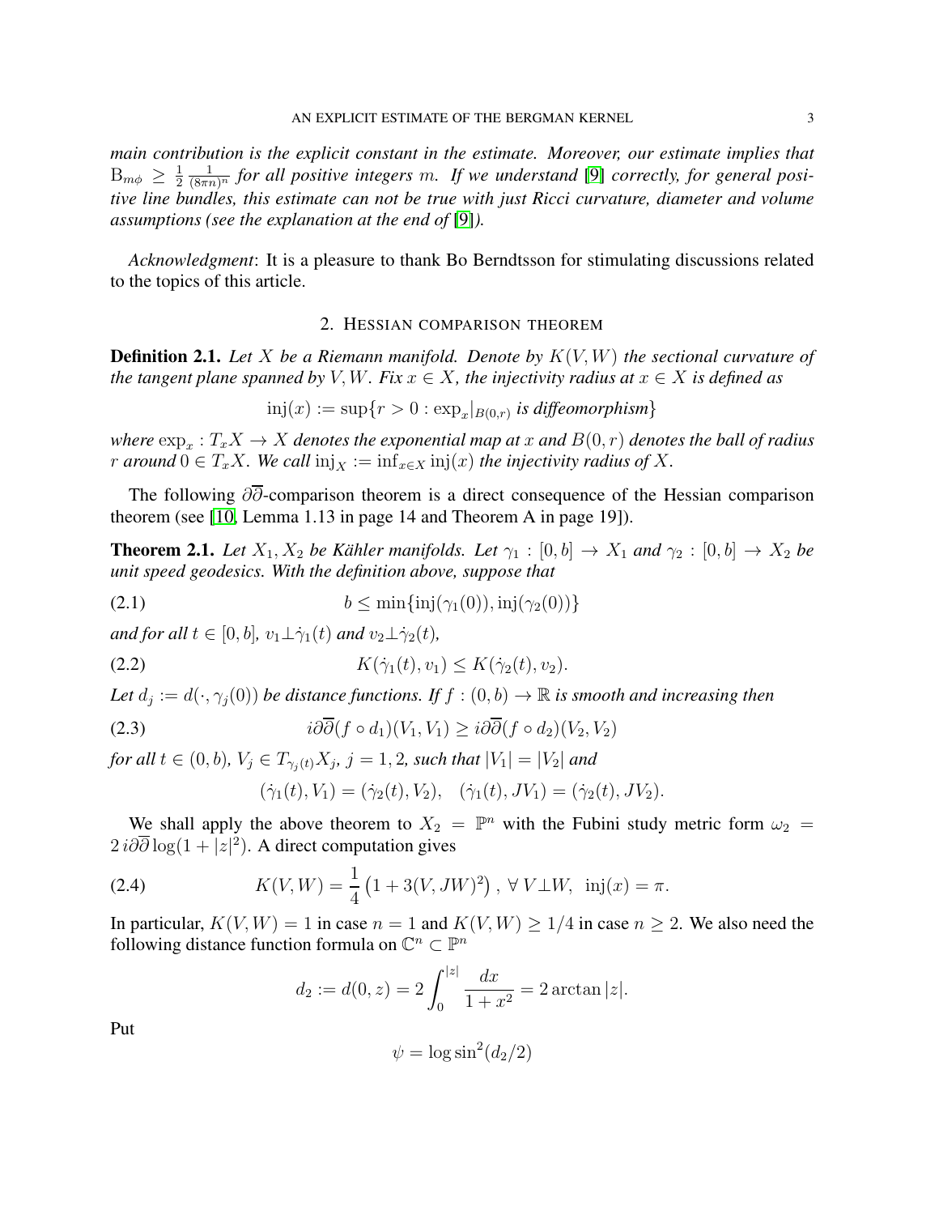*main contribution is the explicit constant in the estimate. Moreover, our estimate implies that* $\mathrm{B}_{m\phi} \geq \frac{1}{2}\frac{1}{(8\pi n)^n}$ *for all positive integers* $m$*. If we understand* [9] *correctly, for general positive line bundles, this estimate can not be true with just Ricci curvature, diameter and volume assumptions (see the explanation at the end of* [9]*).*

*Acknowledgment*: It is a pleasure to thank Bo Berndtsson for stimulating discussions related to the topics of this article.

## 2. Hessian comparison theorem

**Definition 2.1.** *Let* $X$ *be a Riemann manifold. Denote by* $K(V, W)$ *the sectional curvature of the tangent plane spanned by* $V, W$*. Fix* $x \in X$*, the injectivity radius at* $x \in X$ *is defined as*

$$\mathrm{inj}(x) := \sup\{r > 0 : \exp_x|_{B(0,r)} \text{ is diffeomorphism}\}$$

*where* $\exp_x : T_xX \to X$ *denotes the exponential map at* $x$ *and* $B(0, r)$ *denotes the ball of radius* $r$ *around* $0 \in T_xX$*. We call* $\mathrm{inj}_X := \inf_{x\in X} \mathrm{inj}(x)$ *the injectivity radius of* $X$*.*

The following $\partial\overline{\partial}$-comparison theorem is a direct consequence of the Hessian comparison theorem (see [10, Lemma 1.13 in page 14 and Theorem A in page 19]).

**Theorem 2.1.** *Let* $X_1, X_2$ *be Kähler manifolds. Let* $\gamma_1 : [0, b] \to X_1$ *and* $\gamma_2 : [0, b] \to X_2$ *be unit speed geodesics. With the definition above, suppose that*

$$b \leq \min\{\mathrm{inj}(\gamma_1(0)), \mathrm{inj}(\gamma_2(0))\} \tag{2.1}$$

*and for all* $t \in [0, b]$*,* $v_1 \perp \dot\gamma_1(t)$ *and* $v_2 \perp \dot\gamma_2(t)$*,*

$$K(\dot\gamma_1(t), v_1) \leq K(\dot\gamma_2(t), v_2). \tag{2.2}$$

*Let* $d_j := d(\cdot, \gamma_j(0))$ *be distance functions. If* $f : (0, b) \to \mathbb{R}$ *is smooth and increasing then*

$$i\partial\overline{\partial}(f \circ d_1)(V_1, V_1) \geq i\partial\overline{\partial}(f \circ d_2)(V_2, V_2) \tag{2.3}$$

*for all* $t \in (0, b)$*,* $V_j \in T_{\gamma_j(t)}X_j$*,* $j = 1, 2$*, such that* $|V_1| = |V_2|$ *and*

$$(\dot\gamma_1(t), V_1) = (\dot\gamma_2(t), V_2), \quad (\dot\gamma_1(t), JV_1) = (\dot\gamma_2(t), JV_2).$$

We shall apply the above theorem to $X_2 = \mathbb{P}^n$ with the Fubini study metric form $\omega_2 = 2\, i\partial\overline{\partial}\log(1 + |z|^2)$. A direct computation gives

$$K(V, W) = \frac{1}{4}\left(1 + 3(V, JW)^2\right), \ \forall\, V \perp W, \ \ \mathrm{inj}(x) = \pi. \tag{2.4}$$

In particular, $K(V, W) = 1$ in case $n = 1$ and $K(V, W) \geq 1/4$ in case $n \geq 2$. We also need the following distance function formula on $\mathbb{C}^n \subset \mathbb{P}^n$

$$d_2 := d(0, z) = 2\int_0^{|z|} \frac{dx}{1 + x^2} = 2\arctan|z|.$$

Put

$$\psi = \log\sin^2(d_2/2)$$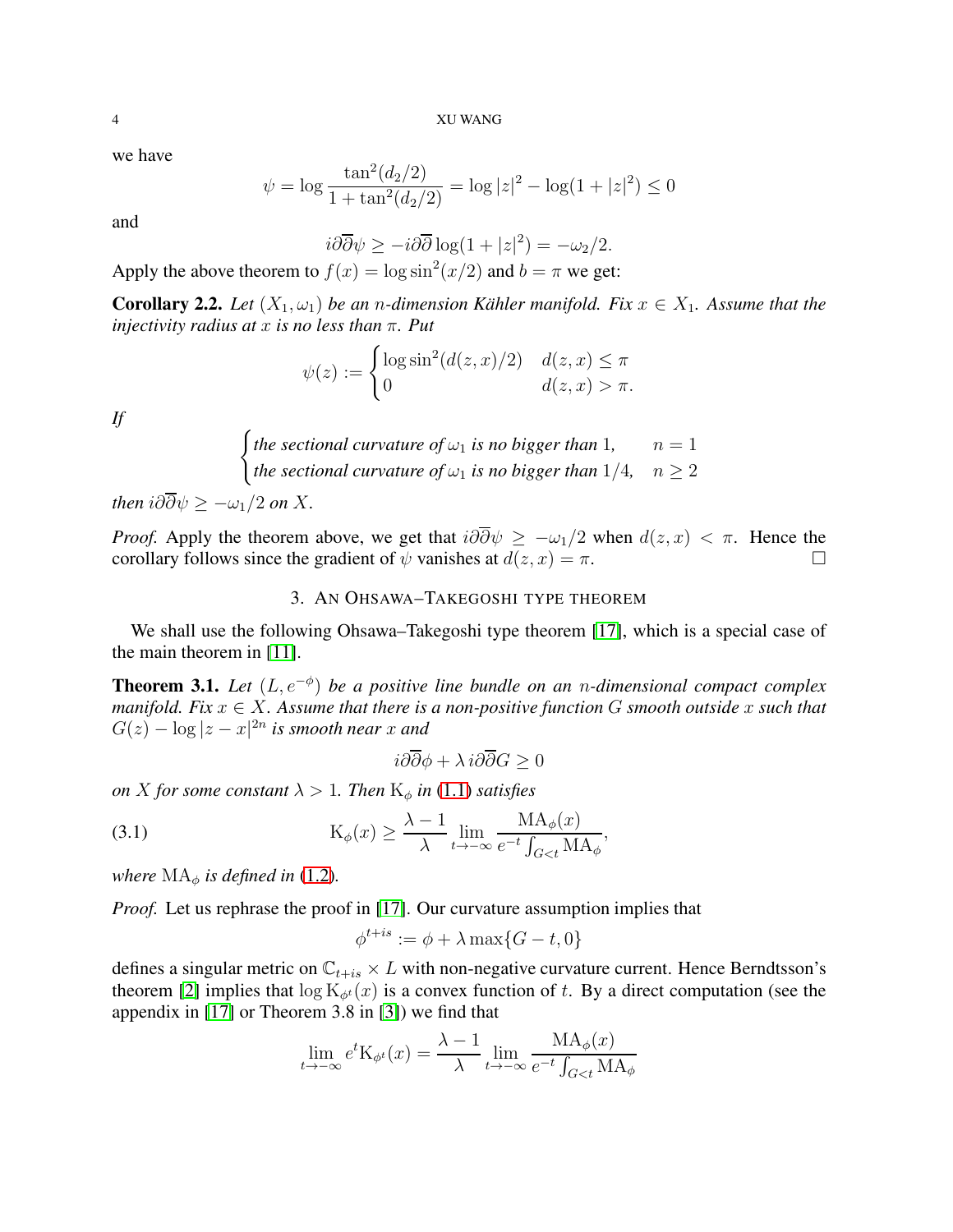we have

$$\psi = \log \frac{\tan^2(d_2/2)}{1+\tan^2(d_2/2)} = \log |z|^2 - \log(1+|z|^2) \le 0$$

and

$$i\partial\overline{\partial}\psi \ge -i\partial\overline{\partial}\log(1+|z|^2) = -\omega_2/2.$$

Apply the above theorem to $f(x) = \log \sin^2(x/2)$ and $b = \pi$ we get:

**Corollary 2.2.** *Let $(X_1, \omega_1)$ be an $n$-dimension Kähler manifold. Fix $x \in X_1$. Assume that the injectivity radius at $x$ is no less than $\pi$. Put*

$$\psi(z) := \begin{cases} \log \sin^2(d(z,x)/2) & d(z,x) \le \pi \\ 0 & d(z,x) > \pi. \end{cases}$$

*If*

$$\begin{cases} \text{the sectional curvature of } \omega_1 \text{ is no bigger than } 1, & n = 1 \\ \text{the sectional curvature of } \omega_1 \text{ is no bigger than } 1/4, & n \ge 2 \end{cases}$$

*then $i\partial\overline{\partial}\psi \ge -\omega_1/2$ on $X$.*

*Proof.* Apply the theorem above, we get that $i\partial\overline{\partial}\psi \ge -\omega_1/2$ when $d(z,x) < \pi$. Hence the corollary follows since the gradient of $\psi$ vanishes at $d(z,x) = \pi$. □

## 3. An Ohsawa–Takegoshi type theorem

We shall use the following Ohsawa–Takegoshi type theorem [17], which is a special case of the main theorem in [11].

**Theorem 3.1.** *Let $(L, e^{-\phi})$ be a positive line bundle on an $n$-dimensional compact complex manifold. Fix $x \in X$. Assume that there is a non-positive function $G$ smooth outside $x$ such that $G(z) - \log|z-x|^{2n}$ is smooth near $x$ and*

$$i\partial\overline{\partial}\phi + \lambda\, i\partial\overline{\partial}G \ge 0$$

*on $X$ for some constant $\lambda > 1$. Then $\mathrm{K}_\phi$ in (1.1) satisfies*

$$\mathrm{K}_\phi(x) \ge \frac{\lambda-1}{\lambda} \lim_{t\to-\infty} \frac{\mathrm{MA}_\phi(x)}{e^{-t}\int_{G<t}\mathrm{MA}_\phi}, \tag{3.1}$$

*where $\mathrm{MA}_\phi$ is defined in (1.2).*

*Proof.* Let us rephrase the proof in [17]. Our curvature assumption implies that

$$\phi^{t+is} := \phi + \lambda \max\{G - t, 0\}$$

defines a singular metric on $\mathbb{C}_{t+is} \times L$ with non-negative curvature current. Hence Berndtsson's theorem [2] implies that $\log \mathrm{K}_{\phi^t}(x)$ is a convex function of $t$. By a direct computation (see the appendix in [17] or Theorem 3.8 in [3]) we find that

$$\lim_{t\to-\infty} e^t \mathrm{K}_{\phi^t}(x) = \frac{\lambda-1}{\lambda} \lim_{t\to-\infty} \frac{\mathrm{MA}_\phi(x)}{e^{-t}\int_{G<t}\mathrm{MA}_\phi}$$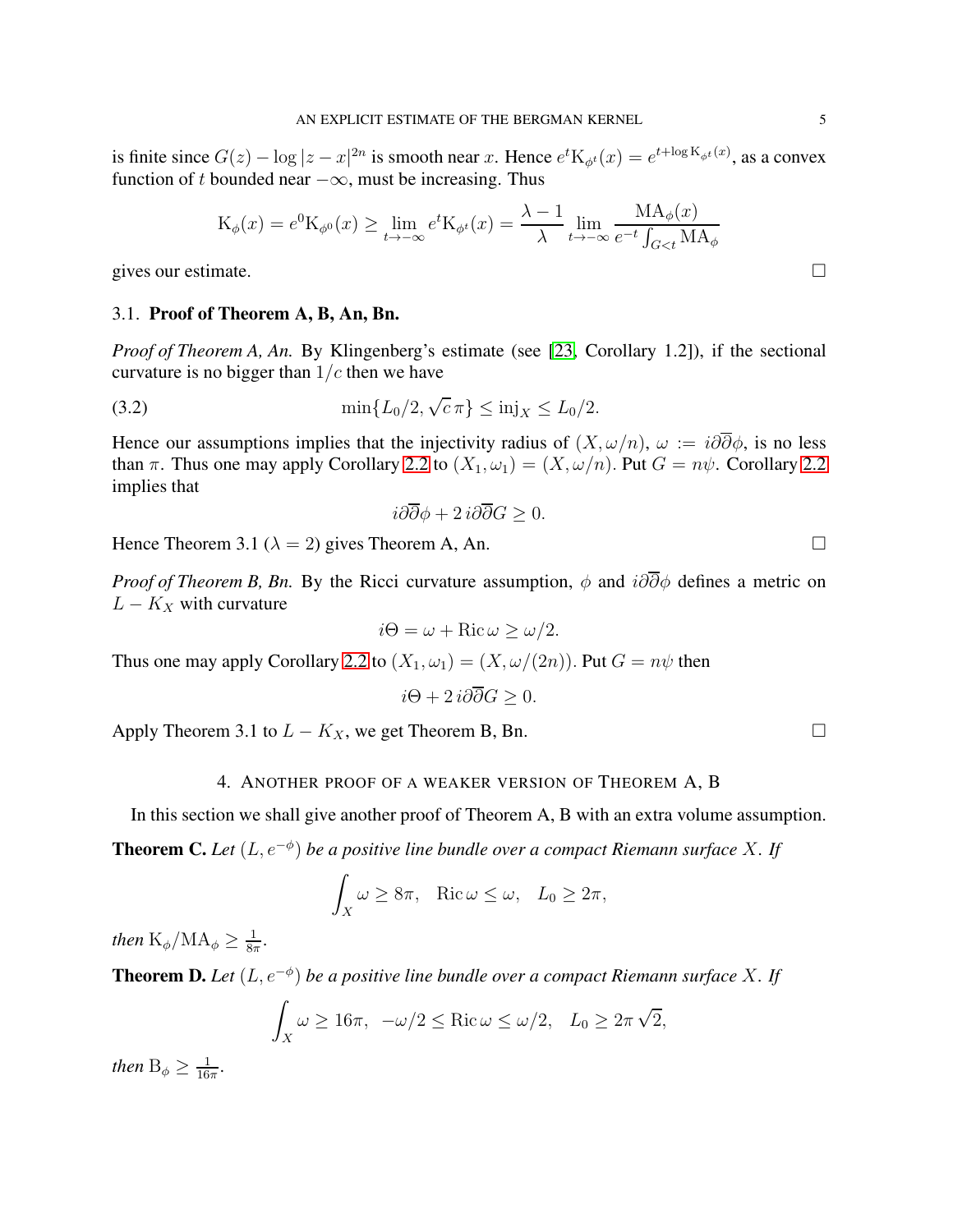is finite since $G(z) - \log |z-x|^{2n}$ is smooth near $x$. Hence $e^t \mathrm{K}_{\phi^t}(x) = e^{t+\log \mathrm{K}_{\phi^t}(x)}$, as a convex function of $t$ bounded near $-\infty$, must be increasing. Thus

$$\mathrm{K}_\phi(x) = e^0 \mathrm{K}_{\phi^0}(x) \geq \lim_{t\to-\infty} e^t \mathrm{K}_{\phi^t}(x) = \frac{\lambda-1}{\lambda} \lim_{t\to-\infty} \frac{\mathrm{MA}_\phi(x)}{e^{-t}\int_{G<t} \mathrm{MA}_\phi}$$

gives our estimate. □

### 3.1. Proof of Theorem A, B, An, Bn.

*Proof of Theorem A, An.* By Klingenberg's estimate (see [23, Corollary 1.2]), if the sectional curvature is no bigger than $1/c$ then we have

$$\min\{L_0/2, \sqrt{c}\,\pi\} \leq \mathrm{inj}_X \leq L_0/2. \tag{3.2}$$

Hence our assumptions implies that the injectivity radius of $(X, \omega/n)$, $\omega := i\partial\overline{\partial}\phi$, is no less than $\pi$. Thus one may apply Corollary 2.2 to $(X_1, \omega_1) = (X, \omega/n)$. Put $G = n\psi$. Corollary 2.2 implies that

$$i\partial\overline{\partial}\phi + 2\, i\partial\overline{\partial}G \geq 0.$$

Hence Theorem 3.1 ($\lambda = 2$) gives Theorem A, An. □

*Proof of Theorem B, Bn.* By the Ricci curvature assumption, $\phi$ and $i\partial\overline{\partial}\phi$ defines a metric on $L - K_X$ with curvature

$$i\Theta = \omega + \mathrm{Ric}\,\omega \geq \omega/2.$$

Thus one may apply Corollary 2.2 to $(X_1, \omega_1) = (X, \omega/(2n))$. Put $G = n\psi$ then

$$i\Theta + 2\, i\partial\overline{\partial}G \geq 0.$$

Apply Theorem 3.1 to $L - K_X$, we get Theorem B, Bn. □

## 4. Another proof of a weaker version of Theorem A, B

In this section we shall give another proof of Theorem A, B with an extra volume assumption.

**Theorem C.** *Let $(L, e^{-\phi})$ be a positive line bundle over a compact Riemann surface $X$. If*

$$\int_X \omega \geq 8\pi, \quad \mathrm{Ric}\,\omega \leq \omega, \quad L_0 \geq 2\pi,$$

*then* $\mathrm{K}_\phi/\mathrm{MA}_\phi \geq \frac{1}{8\pi}$.

**Theorem D.** *Let $(L, e^{-\phi})$ be a positive line bundle over a compact Riemann surface $X$. If*

$$\int_X \omega \geq 16\pi, \quad -\omega/2 \leq \mathrm{Ric}\,\omega \leq \omega/2, \quad L_0 \geq 2\pi\sqrt{2},$$

*then* $\mathrm{B}_\phi \geq \frac{1}{16\pi}$.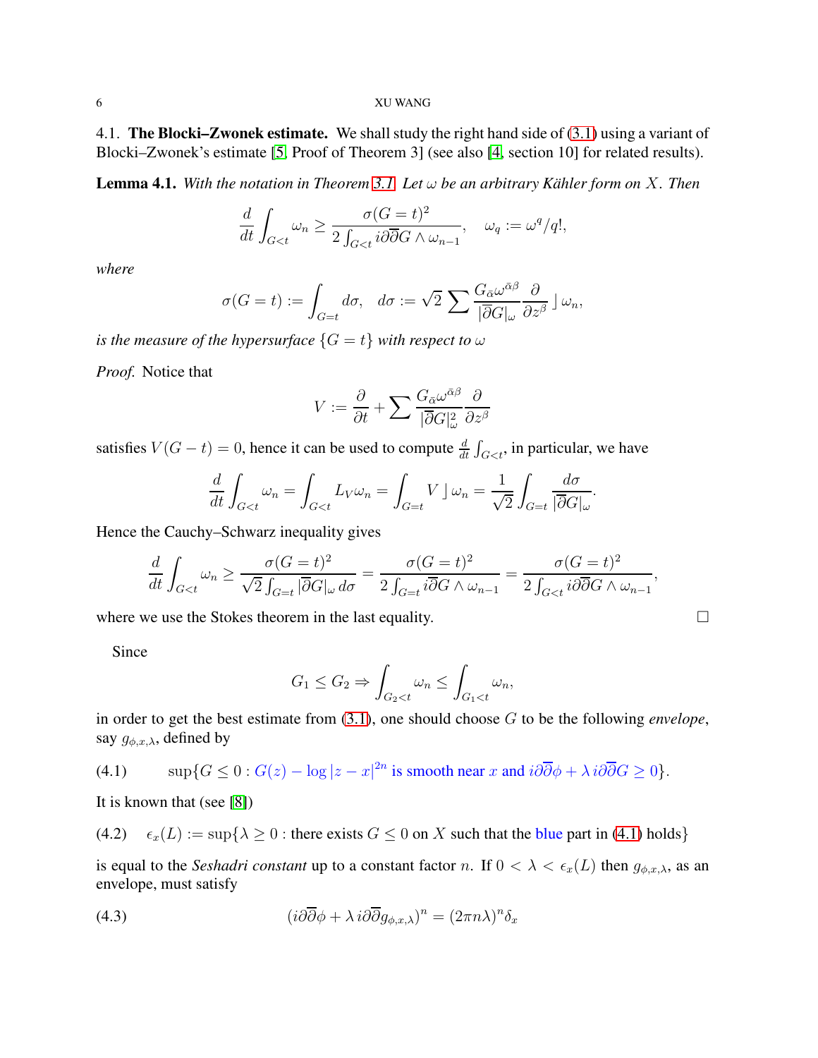### 4.1. **The Blocki–Zwonek estimate.**

We shall study the right hand side of (3.1) using a variant of Blocki–Zwonek's estimate [5, Proof of Theorem 3] (see also [4, section 10] for related results).

**Lemma 4.1.** *With the notation in Theorem 3.1. Let $\omega$ be an arbitrary Kähler form on $X$. Then*

$$\frac{d}{dt}\int_{G<t}\omega_n \geq \frac{\sigma(G=t)^2}{2\int_{G<t} i\partial\overline{\partial}G\wedge\omega_{n-1}}, \quad \omega_q := \omega^q/q!,$$

*where*

$$\sigma(G=t) := \int_{G=t} d\sigma, \quad d\sigma := \sqrt{2}\sum \frac{G_{\bar\alpha}\omega^{\bar\alpha\beta}}{|\overline{\partial}G|_\omega}\frac{\partial}{\partial z^\beta}\rfloor\omega_n,$$

*is the measure of the hypersurface $\{G=t\}$ with respect to $\omega$*

*Proof.* Notice that

$$V := \frac{\partial}{\partial t} + \sum \frac{G_{\bar\alpha}\omega^{\bar\alpha\beta}}{|\overline{\partial}G|^2_\omega}\frac{\partial}{\partial z^\beta}$$

satisfies $V(G-t)=0$, hence it can be used to compute $\frac{d}{dt}\int_{G<t}$, in particular, we have

$$\frac{d}{dt}\int_{G<t}\omega_n = \int_{G<t} L_V\omega_n = \int_{G=t} V\rfloor\omega_n = \frac{1}{\sqrt{2}}\int_{G=t}\frac{d\sigma}{|\overline{\partial}G|_\omega}.$$

Hence the Cauchy–Schwarz inequality gives

$$\frac{d}{dt}\int_{G<t}\omega_n \geq \frac{\sigma(G=t)^2}{\sqrt{2}\int_{G=t}|\overline{\partial}G|_\omega\, d\sigma} = \frac{\sigma(G=t)^2}{2\int_{G=t} i\overline{\partial}G\wedge\omega_{n-1}} = \frac{\sigma(G=t)^2}{2\int_{G<t} i\partial\overline{\partial}G\wedge\omega_{n-1}},$$

where we use the Stokes theorem in the last equality. □

Since

$$G_1 \leq G_2 \Rightarrow \int_{G_2<t}\omega_n \leq \int_{G_1<t}\omega_n,$$

in order to get the best estimate from (3.1), one should choose $G$ to be the following *envelope*, say $g_{\phi,x,\lambda}$, defined by

$$\sup\{G\leq 0 : G(z)-\log|z-x|^{2n} \text{ is smooth near } x \text{ and } i\partial\overline{\partial}\phi + \lambda\, i\partial\overline{\partial}G \geq 0\}. \tag{4.1}$$

It is known that (see [8])

$$\epsilon_x(L) := \sup\{\lambda\geq 0 : \text{there exists } G\leq 0 \text{ on } X \text{ such that the blue part in (4.1) holds}\} \tag{4.2}$$

is equal to the *Seshadri constant* up to a constant factor $n$. If $0<\lambda<\epsilon_x(L)$ then $g_{\phi,x,\lambda}$, as an envelope, must satisfy

$$(i\partial\overline{\partial}\phi + \lambda\, i\partial\overline{\partial}g_{\phi,x,\lambda})^n = (2\pi n\lambda)^n\delta_x \tag{4.3}$$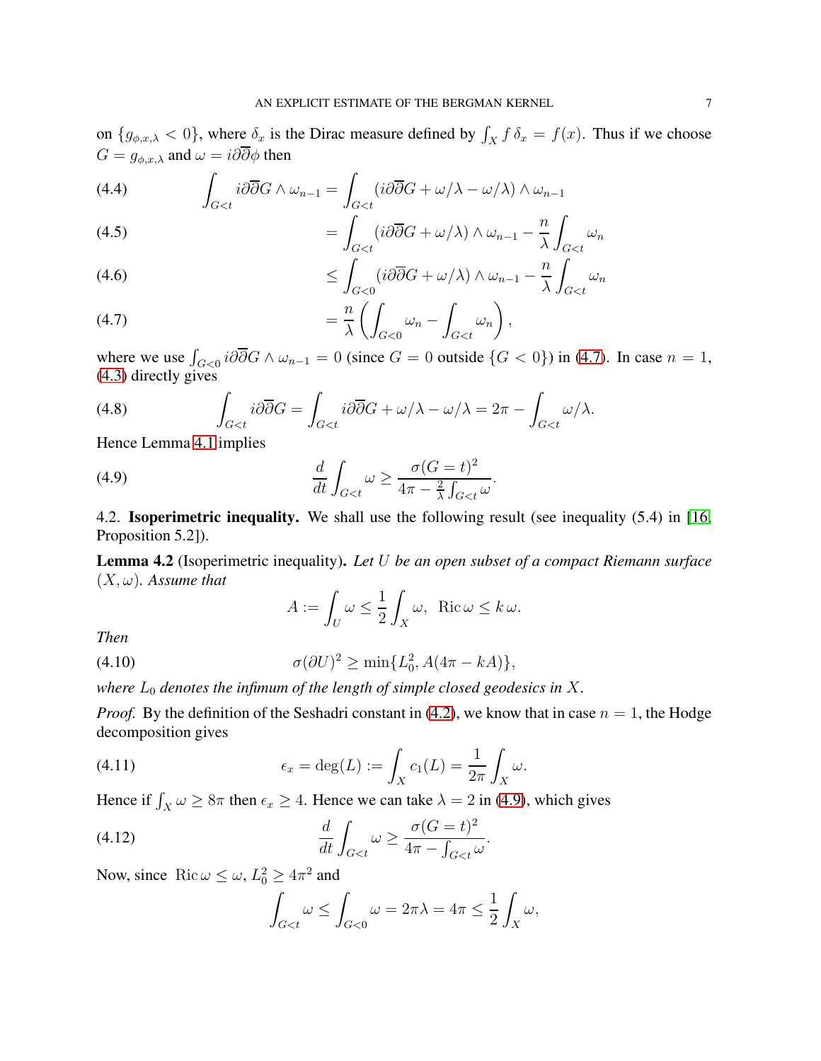on $\{g_{\phi,x,\lambda} < 0\}$, where $\delta_x$ is the Dirac measure defined by $\int_X f\,\delta_x = f(x)$. Thus if we choose $G = g_{\phi,x,\lambda}$ and $\omega = i\partial\overline{\partial}\phi$ then

$$\int_{G<t} i\partial\overline{\partial}G \wedge \omega_{n-1} = \int_{G<t} (i\partial\overline{\partial}G + \omega/\lambda - \omega/\lambda) \wedge \omega_{n-1} \tag{4.4}$$

$$= \int_{G<t} (i\partial\overline{\partial}G + \omega/\lambda) \wedge \omega_{n-1} - \frac{n}{\lambda}\int_{G<t} \omega_n \tag{4.5}$$

$$\leq \int_{G<0} (i\partial\overline{\partial}G + \omega/\lambda) \wedge \omega_{n-1} - \frac{n}{\lambda}\int_{G<t} \omega_n \tag{4.6}$$

$$= \frac{n}{\lambda}\left(\int_{G<0} \omega_n - \int_{G<t} \omega_n\right), \tag{4.7}$$

where we use $\int_{G<0} i\partial\overline{\partial}G \wedge \omega_{n-1} = 0$ (since $G = 0$ outside $\{G < 0\}$) in (4.7). In case $n = 1$, (4.3) directly gives

$$\int_{G<t} i\partial\overline{\partial}G = \int_{G<t} i\partial\overline{\partial}G + \omega/\lambda - \omega/\lambda = 2\pi - \int_{G<t} \omega/\lambda. \tag{4.8}$$

Hence Lemma 4.1 implies

$$\frac{d}{dt}\int_{G<t} \omega \geq \frac{\sigma(G=t)^2}{4\pi - \frac{2}{\lambda}\int_{G<t}\omega}. \tag{4.9}$$

## 4.2. **Isoperimetric inequality.**

We shall use the following result (see inequality (5.4) in [16, Proposition 5.2]).

**Lemma 4.2** (Isoperimetric inequality). *Let $U$ be an open subset of a compact Riemann surface $(X, \omega)$. Assume that*

$$A := \int_U \omega \leq \frac{1}{2}\int_X \omega, \ \ \mathrm{Ric}\,\omega \leq k\,\omega.$$

*Then*

$$\sigma(\partial U)^2 \geq \min\{L_0^2, A(4\pi - kA)\}, \tag{4.10}$$

*where $L_0$ denotes the infimum of the length of simple closed geodesics in $X$.*

*Proof.* By the definition of the Seshadri constant in (4.2), we know that in case $n = 1$, the Hodge decomposition gives

$$\epsilon_x = \deg(L) := \int_X c_1(L) = \frac{1}{2\pi}\int_X \omega. \tag{4.11}$$

Hence if $\int_X \omega \geq 8\pi$ then $\epsilon_x \geq 4$. Hence we can take $\lambda = 2$ in (4.9), which gives

$$\frac{d}{dt}\int_{G<t} \omega \geq \frac{\sigma(G=t)^2}{4\pi - \int_{G<t}\omega}. \tag{4.12}$$

Now, since $\mathrm{Ric}\,\omega \leq \omega$, $L_0^2 \geq 4\pi^2$ and

$$\int_{G<t} \omega \leq \int_{G<0} \omega = 2\pi\lambda = 4\pi \leq \frac{1}{2}\int_X \omega,$$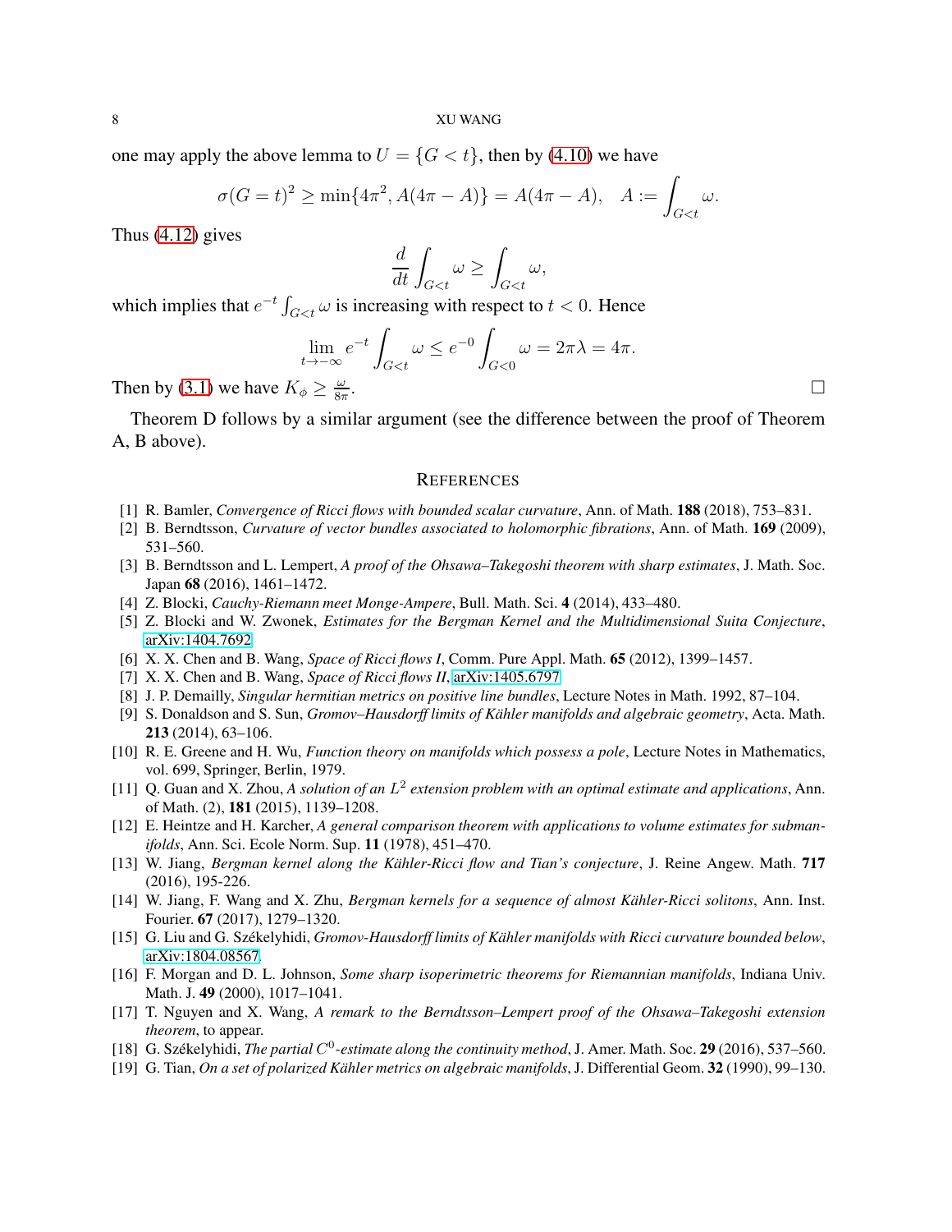one may apply the above lemma to $U = \{G < t\}$, then by (4.10) we have

$$\sigma(G = t)^2 \geq \min\{4\pi^2, A(4\pi - A)\} = A(4\pi - A), \quad A := \int_{G<t} \omega.$$

Thus (4.12) gives

$$\frac{d}{dt} \int_{G<t} \omega \geq \int_{G<t} \omega,$$

which implies that $e^{-t} \int_{G<t} \omega$ is increasing with respect to $t < 0$. Hence

$$\lim_{t \to -\infty} e^{-t} \int_{G<t} \omega \leq e^{-0} \int_{G<0} \omega = 2\pi\lambda = 4\pi.$$

Then by (3.1) we have $K_\phi \geq \frac{\omega}{8\pi}$. □

Theorem D follows by a similar argument (see the difference between the proof of Theorem A, B above).

## References

- [1] R. Bamler, *Convergence of Ricci flows with bounded scalar curvature*, Ann. of Math. **188** (2018), 753–831.
- [2] B. Berndtsson, *Curvature of vector bundles associated to holomorphic fibrations*, Ann. of Math. **169** (2009), 531–560.
- [3] B. Berndtsson and L. Lempert, *A proof of the Ohsawa–Takegoshi theorem with sharp estimates*, J. Math. Soc. Japan **68** (2016), 1461–1472.
- [4] Z. Blocki, *Cauchy-Riemann meet Monge-Ampere*, Bull. Math. Sci. **4** (2014), 433–480.
- [5] Z. Blocki and W. Zwonek, *Estimates for the Bergman Kernel and the Multidimensional Suita Conjecture*, arXiv:1404.7692.
- [6] X. X. Chen and B. Wang, *Space of Ricci flows I*, Comm. Pure Appl. Math. **65** (2012), 1399–1457.
- [7] X. X. Chen and B. Wang, *Space of Ricci flows II*, arXiv:1405.6797.
- [8] J. P. Demailly, *Singular hermitian metrics on positive line bundles*, Lecture Notes in Math. 1992, 87–104.
- [9] S. Donaldson and S. Sun, *Gromov–Hausdorff limits of Kähler manifolds and algebraic geometry*, Acta. Math. **213** (2014), 63–106.
- [10] R. E. Greene and H. Wu, *Function theory on manifolds which possess a pole*, Lecture Notes in Mathematics, vol. 699, Springer, Berlin, 1979.
- [11] Q. Guan and X. Zhou, *A solution of an $L^2$ extension problem with an optimal estimate and applications*, Ann. of Math. (2), **181** (2015), 1139–1208.
- [12] E. Heintze and H. Karcher, *A general comparison theorem with applications to volume estimates for submanifolds*, Ann. Sci. Ecole Norm. Sup. **11** (1978), 451–470.
- [13] W. Jiang, *Bergman kernel along the Kähler-Ricci flow and Tian's conjecture*, J. Reine Angew. Math. **717** (2016), 195-226.
- [14] W. Jiang, F. Wang and X. Zhu, *Bergman kernels for a sequence of almost Kähler-Ricci solitons*, Ann. Inst. Fourier. **67** (2017), 1279–1320.
- [15] G. Liu and G. Székelyhidi, *Gromov-Hausdorff limits of Kähler manifolds with Ricci curvature bounded below*, arXiv:1804.08567.
- [16] F. Morgan and D. L. Johnson, *Some sharp isoperimetric theorems for Riemannian manifolds*, Indiana Univ. Math. J. **49** (2000), 1017–1041.
- [17] T. Nguyen and X. Wang, *A remark to the Berndtsson–Lempert proof of the Ohsawa–Takegoshi extension theorem*, to appear.
- [18] G. Székelyhidi, *The partial $C^0$-estimate along the continuity method*, J. Amer. Math. Soc. **29** (2016), 537–560.
- [19] G. Tian, *On a set of polarized Kähler metrics on algebraic manifolds*, J. Differential Geom. **32** (1990), 99–130.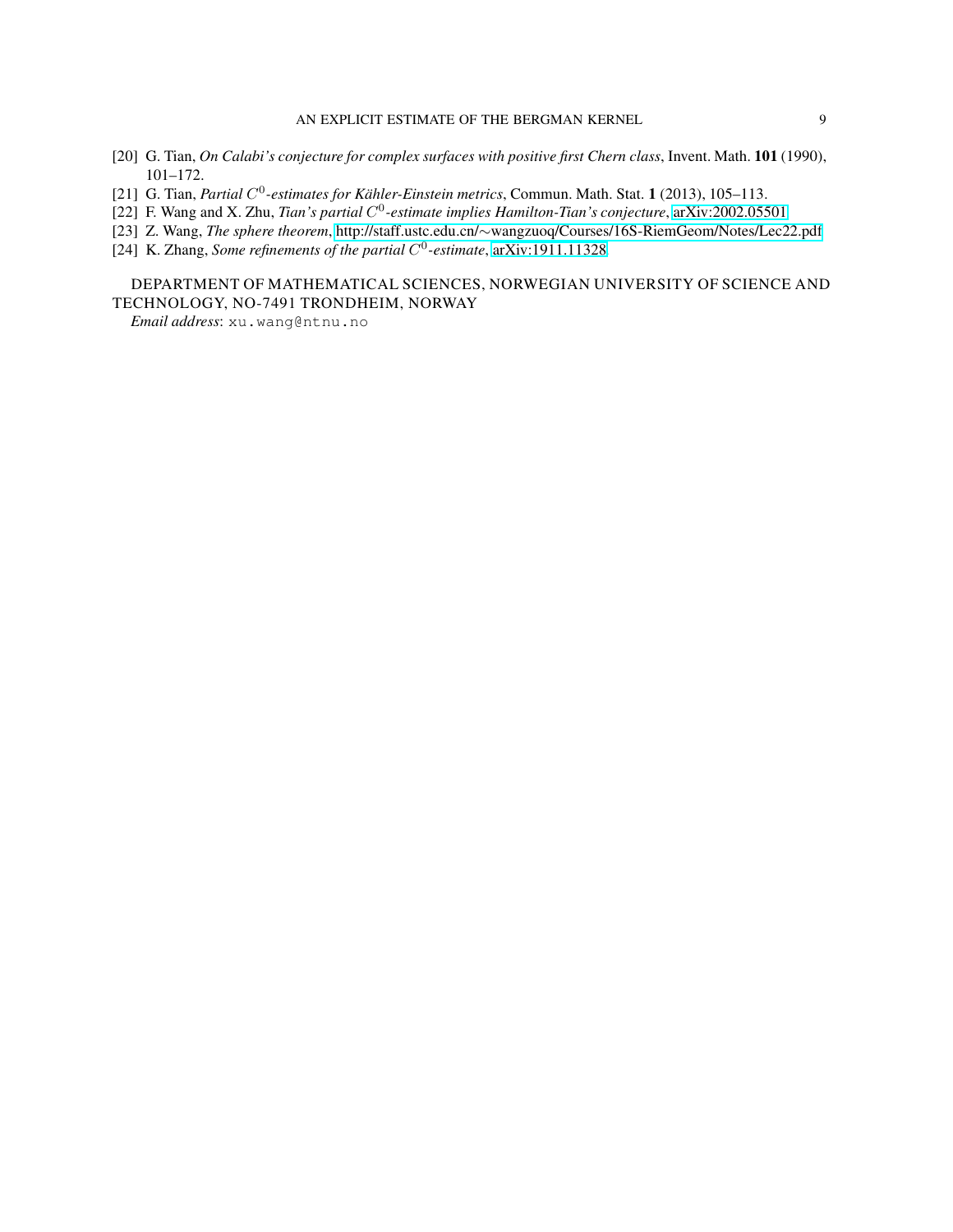[20] G. Tian, *On Calabi's conjecture for complex surfaces with positive first Chern class*, Invent. Math. **101** (1990), 101–172.

[21] G. Tian, *Partial $C^0$-estimates for Kähler-Einstein metrics*, Commun. Math. Stat. **1** (2013), 105–113.

[22] F. Wang and X. Zhu, *Tian's partial $C^0$-estimate implies Hamilton-Tian's conjecture*, arXiv:2002.05501

[23] Z. Wang, *The sphere theorem*, http://staff.ustc.edu.cn/~wangzuoq/Courses/16S-RiemGeom/Notes/Lec22.pdf

[24] K. Zhang, *Some refinements of the partial $C^0$-estimate*, arXiv:1911.11328

DEPARTMENT OF MATHEMATICAL SCIENCES, NORWEGIAN UNIVERSITY OF SCIENCE AND TECHNOLOGY, NO-7491 TRONDHEIM, NORWAY

*Email address*: xu.wang@ntnu.no